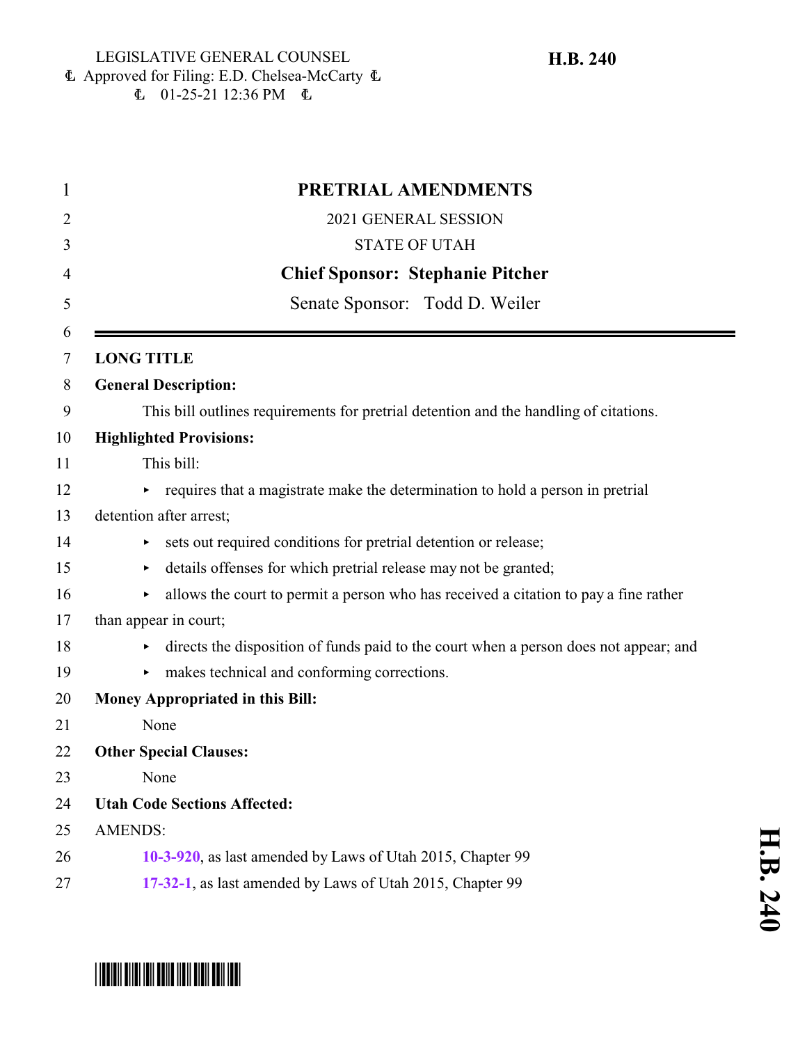LEGISLATIVE GENERAL COUNSEL
Approved for Filing: E.D. Chelsea-McCarty
01-25-21 12:36 PM

**H.B. 240**

# PRETRIAL AMENDMENTS

2021 GENERAL SESSION

STATE OF UTAH

**Chief Sponsor: Stephanie Pitcher**

Senate Sponsor: Todd D. Weiler

---

**LONG TITLE**

**General Description:**

This bill outlines requirements for pretrial detention and the handling of citations.

**Highlighted Provisions:**

This bill:

- requires that a magistrate make the determination to hold a person in pretrial detention after arrest;
- sets out required conditions for pretrial detention or release;
- details offenses for which pretrial release may not be granted;
- allows the court to permit a person who has received a citation to pay a fine rather than appear in court;
- directs the disposition of funds paid to the court when a person does not appear; and
- makes technical and conforming corrections.

**Money Appropriated in this Bill:**

None

**Other Special Clauses:**

None

**Utah Code Sections Affected:**

AMENDS:

**10-3-920**, as last amended by Laws of Utah 2015, Chapter 99

**17-32-1**, as last amended by Laws of Utah 2015, Chapter 99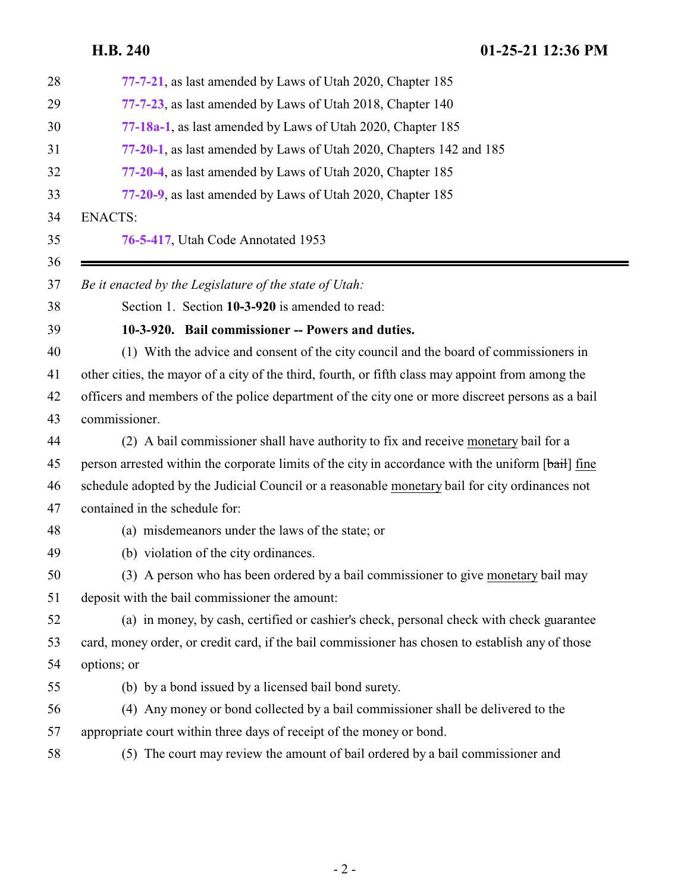28 **77-7-21**, as last amended by Laws of Utah 2020, Chapter 185

29 **77-7-23**, as last amended by Laws of Utah 2018, Chapter 140

30 **77-18a-1**, as last amended by Laws of Utah 2020, Chapter 185

31 **77-20-1**, as last amended by Laws of Utah 2020, Chapters 142 and 185

32 **77-20-4**, as last amended by Laws of Utah 2020, Chapter 185

33 **77-20-9**, as last amended by Laws of Utah 2020, Chapter 185

34 ENACTS:

35 **76-5-417**, Utah Code Annotated 1953

36

---

37 *Be it enacted by the Legislature of the state of Utah:*

38 Section 1. Section **10-3-920** is amended to read:

39 **10-3-920. Bail commissioner -- Powers and duties.**

40 (1) With the advice and consent of the city council and the board of commissioners in

41 other cities, the mayor of a city of the third, fourth, or fifth class may appoint from among the

42 officers and members of the police department of the city one or more discreet persons as a bail

43 commissioner.

44 (2) A bail commissioner shall have authority to fix and receive monetary bail for a

45 person arrested within the corporate limits of the city in accordance with the uniform [~~bail~~] fine

46 schedule adopted by the Judicial Council or a reasonable monetary bail for city ordinances not

47 contained in the schedule for:

48 (a) misdemeanors under the laws of the state; or

49 (b) violation of the city ordinances.

50 (3) A person who has been ordered by a bail commissioner to give monetary bail may

51 deposit with the bail commissioner the amount:

52 (a) in money, by cash, certified or cashier's check, personal check with check guarantee

53 card, money order, or credit card, if the bail commissioner has chosen to establish any of those

54 options; or

55 (b) by a bond issued by a licensed bail bond surety.

56 (4) Any money or bond collected by a bail commissioner shall be delivered to the

57 appropriate court within three days of receipt of the money or bond.

58 (5) The court may review the amount of bail ordered by a bail commissioner and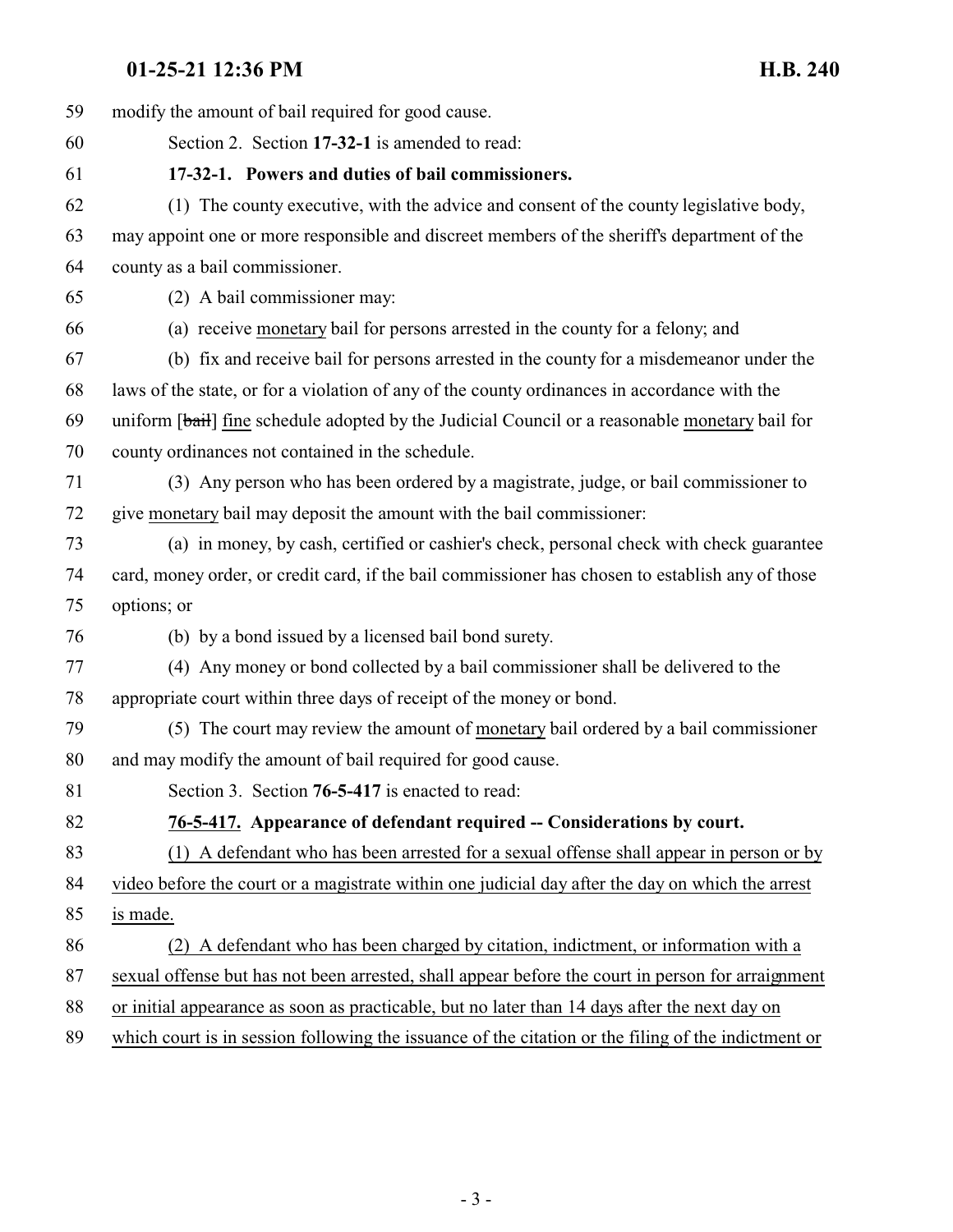modify the amount of bail required for good cause.

Section 2. Section **17-32-1** is amended to read:

**17-32-1. Powers and duties of bail commissioners.**

(1) The county executive, with the advice and consent of the county legislative body, may appoint one or more responsible and discreet members of the sheriff's department of the county as a bail commissioner.

(2) A bail commissioner may:

(a) receive monetary bail for persons arrested in the county for a felony; and

(b) fix and receive bail for persons arrested in the county for a misdemeanor under the laws of the state, or for a violation of any of the county ordinances in accordance with the uniform [~~bail~~] fine schedule adopted by the Judicial Council or a reasonable monetary bail for county ordinances not contained in the schedule.

(3) Any person who has been ordered by a magistrate, judge, or bail commissioner to give monetary bail may deposit the amount with the bail commissioner:

(a) in money, by cash, certified or cashier's check, personal check with check guarantee card, money order, or credit card, if the bail commissioner has chosen to establish any of those options; or

(b) by a bond issued by a licensed bail bond surety.

(4) Any money or bond collected by a bail commissioner shall be delivered to the appropriate court within three days of receipt of the money or bond.

(5) The court may review the amount of monetary bail ordered by a bail commissioner and may modify the amount of bail required for good cause.

Section 3. Section **76-5-417** is enacted to read:

**76-5-417. Appearance of defendant required -- Considerations by court.**

(1) A defendant who has been arrested for a sexual offense shall appear in person or by video before the court or a magistrate within one judicial day after the day on which the arrest is made.

(2) A defendant who has been charged by citation, indictment, or information with a sexual offense but has not been arrested, shall appear before the court in person for arraignment or initial appearance as soon as practicable, but no later than 14 days after the next day on which court is in session following the issuance of the citation or the filing of the indictment or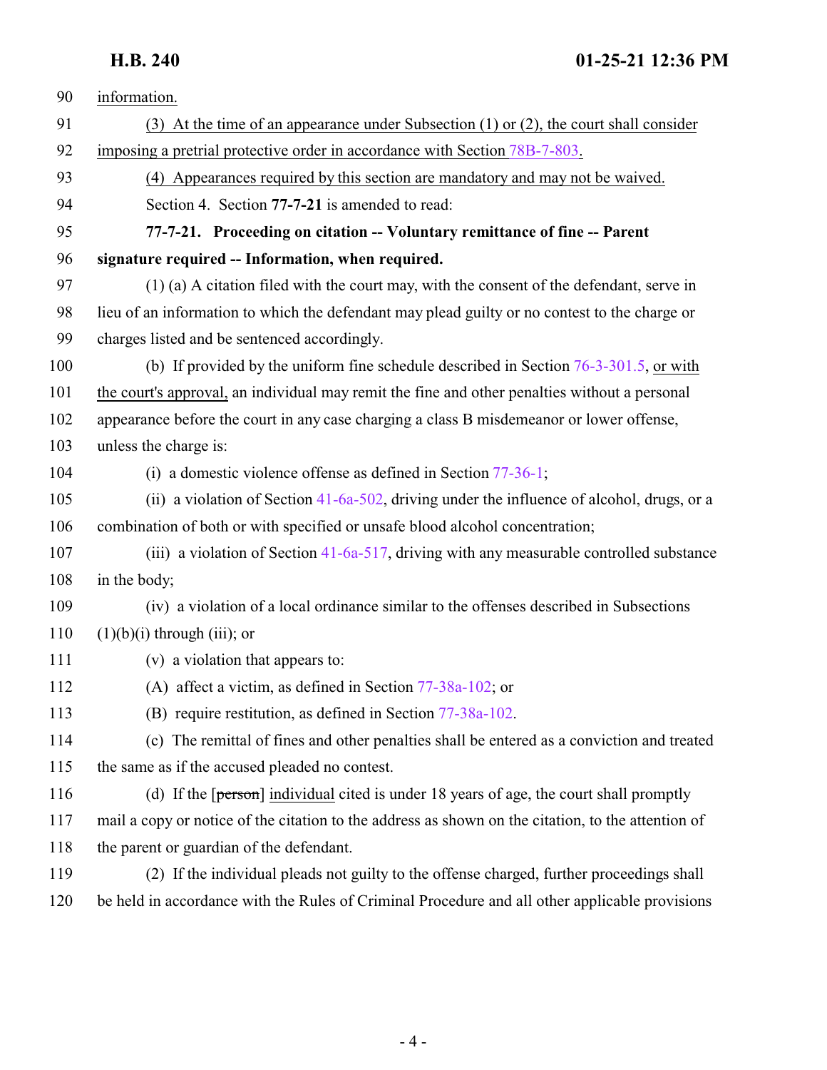90 information.

91 (3) At the time of an appearance under Subsection (1) or (2), the court shall consider

92 imposing a pretrial protective order in accordance with Section 78B-7-803.

93 (4) Appearances required by this section are mandatory and may not be waived.

94 Section 4. Section **77-7-21** is amended to read:

95 **77-7-21. Proceeding on citation -- Voluntary remittance of fine -- Parent**

96 **signature required -- Information, when required.**

97 (1) (a) A citation filed with the court may, with the consent of the defendant, serve in

98 lieu of an information to which the defendant may plead guilty or no contest to the charge or

99 charges listed and be sentenced accordingly.

100 (b) If provided by the uniform fine schedule described in Section 76-3-301.5, or with

101 the court's approval, an individual may remit the fine and other penalties without a personal

102 appearance before the court in any case charging a class B misdemeanor or lower offense,

103 unless the charge is:

104 (i) a domestic violence offense as defined in Section 77-36-1;

105 (ii) a violation of Section 41-6a-502, driving under the influence of alcohol, drugs, or a

106 combination of both or with specified or unsafe blood alcohol concentration;

107 (iii) a violation of Section 41-6a-517, driving with any measurable controlled substance

108 in the body;

109 (iv) a violation of a local ordinance similar to the offenses described in Subsections

110 (1)(b)(i) through (iii); or

111 (v) a violation that appears to:

112 (A) affect a victim, as defined in Section 77-38a-102; or

113 (B) require restitution, as defined in Section 77-38a-102.

114 (c) The remittal of fines and other penalties shall be entered as a conviction and treated

115 the same as if the accused pleaded no contest.

116 (d) If the [~~person~~] individual cited is under 18 years of age, the court shall promptly

117 mail a copy or notice of the citation to the address as shown on the citation, to the attention of

118 the parent or guardian of the defendant.

119 (2) If the individual pleads not guilty to the offense charged, further proceedings shall

120 be held in accordance with the Rules of Criminal Procedure and all other applicable provisions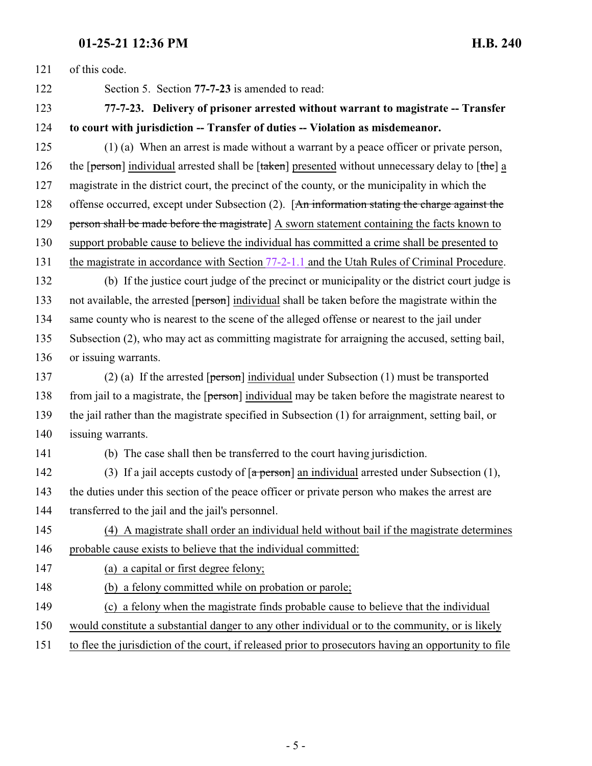of this code.

Section 5. Section **77-7-23** is amended to read:

**77-7-23. Delivery of prisoner arrested without warrant to magistrate -- Transfer to court with jurisdiction -- Transfer of duties -- Violation as misdemeanor.**

(1) (a) When an arrest is made without a warrant by a peace officer or private person, the [~~person~~] individual arrested shall be [~~taken~~] presented without unnecessary delay to [~~the~~] a magistrate in the district court, the precinct of the county, or the municipality in which the offense occurred, except under Subsection (2). [~~An information stating the charge against the person shall be made before the magistrate~~] A sworn statement containing the facts known to support probable cause to believe the individual has committed a crime shall be presented to the magistrate in accordance with Section 77-2-1.1 and the Utah Rules of Criminal Procedure.

(b) If the justice court judge of the precinct or municipality or the district court judge is not available, the arrested [~~person~~] individual shall be taken before the magistrate within the same county who is nearest to the scene of the alleged offense or nearest to the jail under Subsection (2), who may act as committing magistrate for arraigning the accused, setting bail, or issuing warrants.

(2) (a) If the arrested [~~person~~] individual under Subsection (1) must be transported from jail to a magistrate, the [~~person~~] individual may be taken before the magistrate nearest to the jail rather than the magistrate specified in Subsection (1) for arraignment, setting bail, or issuing warrants.

(b) The case shall then be transferred to the court having jurisdiction.

(3) If a jail accepts custody of [~~a person~~] an individual arrested under Subsection (1), the duties under this section of the peace officer or private person who makes the arrest are transferred to the jail and the jail's personnel.

(4) A magistrate shall order an individual held without bail if the magistrate determines probable cause exists to believe that the individual committed:

(a) a capital or first degree felony;

(b) a felony committed while on probation or parole;

(c) a felony when the magistrate finds probable cause to believe that the individual would constitute a substantial danger to any other individual or to the community, or is likely to flee the jurisdiction of the court, if released prior to prosecutors having an opportunity to file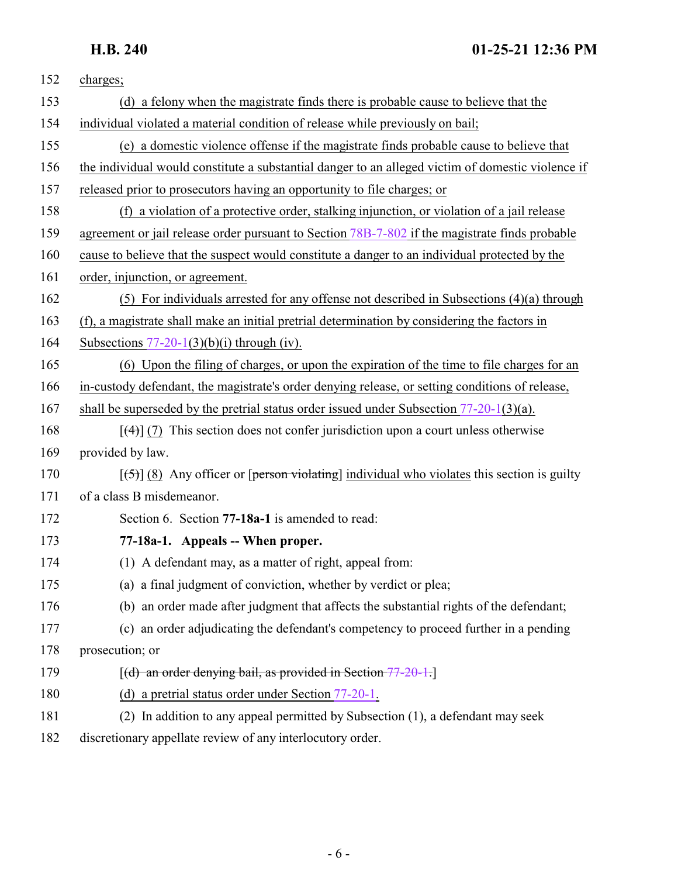152 charges;

153 (d) a felony when the magistrate finds there is probable cause to believe that the

154 individual violated a material condition of release while previously on bail;

155 (e) a domestic violence offense if the magistrate finds probable cause to believe that

156 the individual would constitute a substantial danger to an alleged victim of domestic violence if

157 released prior to prosecutors having an opportunity to file charges; or

158 (f) a violation of a protective order, stalking injunction, or violation of a jail release

159 agreement or jail release order pursuant to Section 78B-7-802 if the magistrate finds probable

160 cause to believe that the suspect would constitute a danger to an individual protected by the

161 order, injunction, or agreement.

162 (5) For individuals arrested for any offense not described in Subsections (4)(a) through

163 (f), a magistrate shall make an initial pretrial determination by considering the factors in

164 Subsections 77-20-1(3)(b)(i) through (iv).

165 (6) Upon the filing of charges, or upon the expiration of the time to file charges for an

166 in-custody defendant, the magistrate's order denying release, or setting conditions of release,

167 shall be superseded by the pretrial status order issued under Subsection 77-20-1(3)(a).

168 [~~(4)~~] (7) This section does not confer jurisdiction upon a court unless otherwise

169 provided by law.

170 [~~(5)~~] (8) Any officer or [~~person violating~~] individual who violates this section is guilty

171 of a class B misdemeanor.

172 Section 6. Section **77-18a-1** is amended to read:

173 **77-18a-1. Appeals -- When proper.**

174 (1) A defendant may, as a matter of right, appeal from:

175 (a) a final judgment of conviction, whether by verdict or plea;

176 (b) an order made after judgment that affects the substantial rights of the defendant;

177 (c) an order adjudicating the defendant's competency to proceed further in a pending

178 prosecution; or

179 [~~(d) an order denying bail, as provided in Section 77-20-1.~~]

180 (d) a pretrial status order under Section 77-20-1.

181 (2) In addition to any appeal permitted by Subsection (1), a defendant may seek

182 discretionary appellate review of any interlocutory order.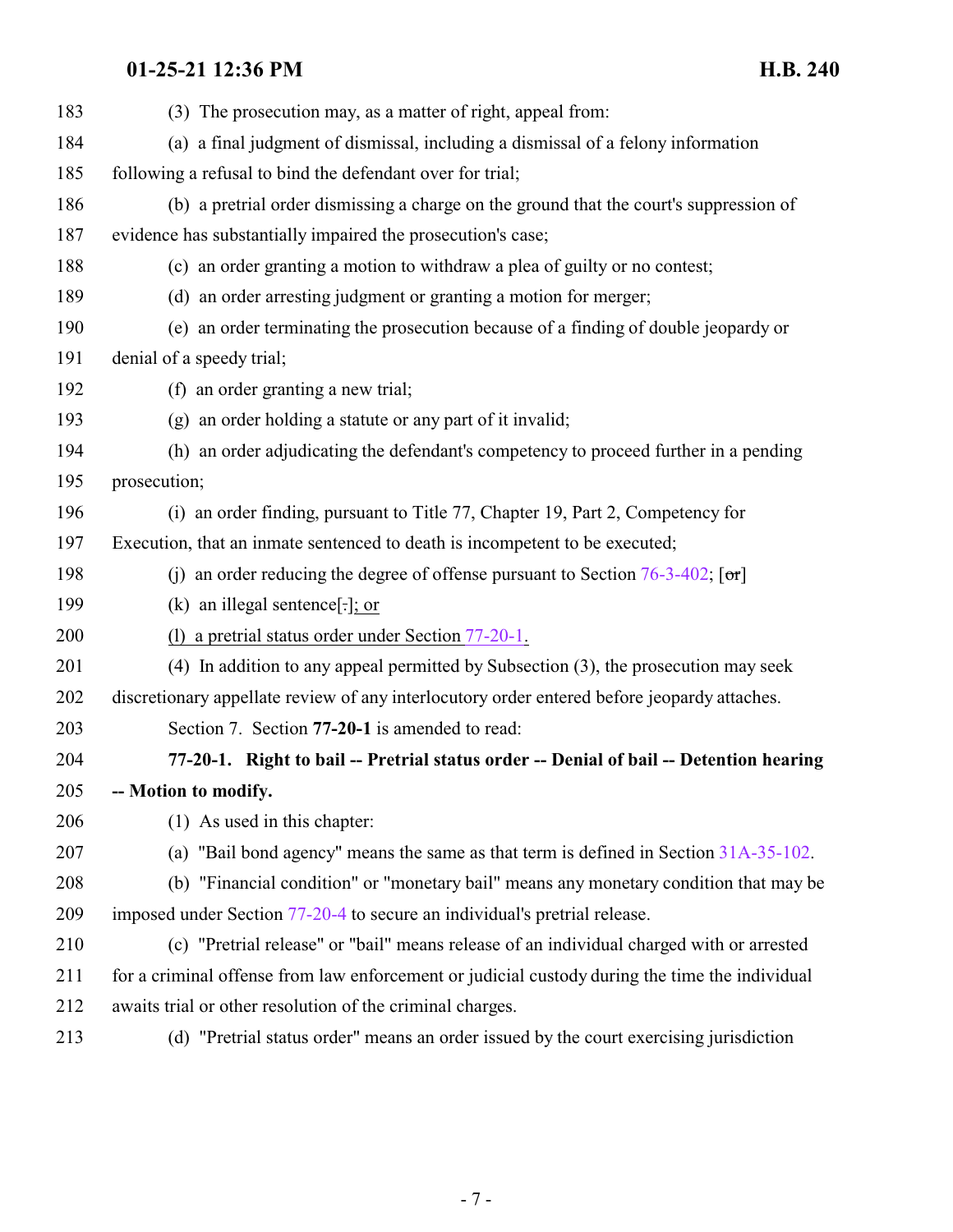183 (3) The prosecution may, as a matter of right, appeal from:

184 (a) a final judgment of dismissal, including a dismissal of a felony information

185 following a refusal to bind the defendant over for trial;

186 (b) a pretrial order dismissing a charge on the ground that the court's suppression of

187 evidence has substantially impaired the prosecution's case;

188 (c) an order granting a motion to withdraw a plea of guilty or no contest;

189 (d) an order arresting judgment or granting a motion for merger;

190 (e) an order terminating the prosecution because of a finding of double jeopardy or

191 denial of a speedy trial;

192 (f) an order granting a new trial;

193 (g) an order holding a statute or any part of it invalid;

194 (h) an order adjudicating the defendant's competency to proceed further in a pending

195 prosecution;

196 (i) an order finding, pursuant to Title 77, Chapter 19, Part 2, Competency for

197 Execution, that an inmate sentenced to death is incompetent to be executed;

198 (j) an order reducing the degree of offense pursuant to Section 76-3-402; [~~or~~]

199 (k) an illegal sentence[~~.~~]; or

200 (l) a pretrial status order under Section 77-20-1.

201 (4) In addition to any appeal permitted by Subsection (3), the prosecution may seek

202 discretionary appellate review of any interlocutory order entered before jeopardy attaches.

203 Section 7. Section **77-20-1** is amended to read:

204 **77-20-1. Right to bail -- Pretrial status order -- Denial of bail -- Detention hearing**

205 **-- Motion to modify.**

206 (1) As used in this chapter:

207 (a) "Bail bond agency" means the same as that term is defined in Section 31A-35-102.

208 (b) "Financial condition" or "monetary bail" means any monetary condition that may be

209 imposed under Section 77-20-4 to secure an individual's pretrial release.

210 (c) "Pretrial release" or "bail" means release of an individual charged with or arrested

211 for a criminal offense from law enforcement or judicial custody during the time the individual

212 awaits trial or other resolution of the criminal charges.

213 (d) "Pretrial status order" means an order issued by the court exercising jurisdiction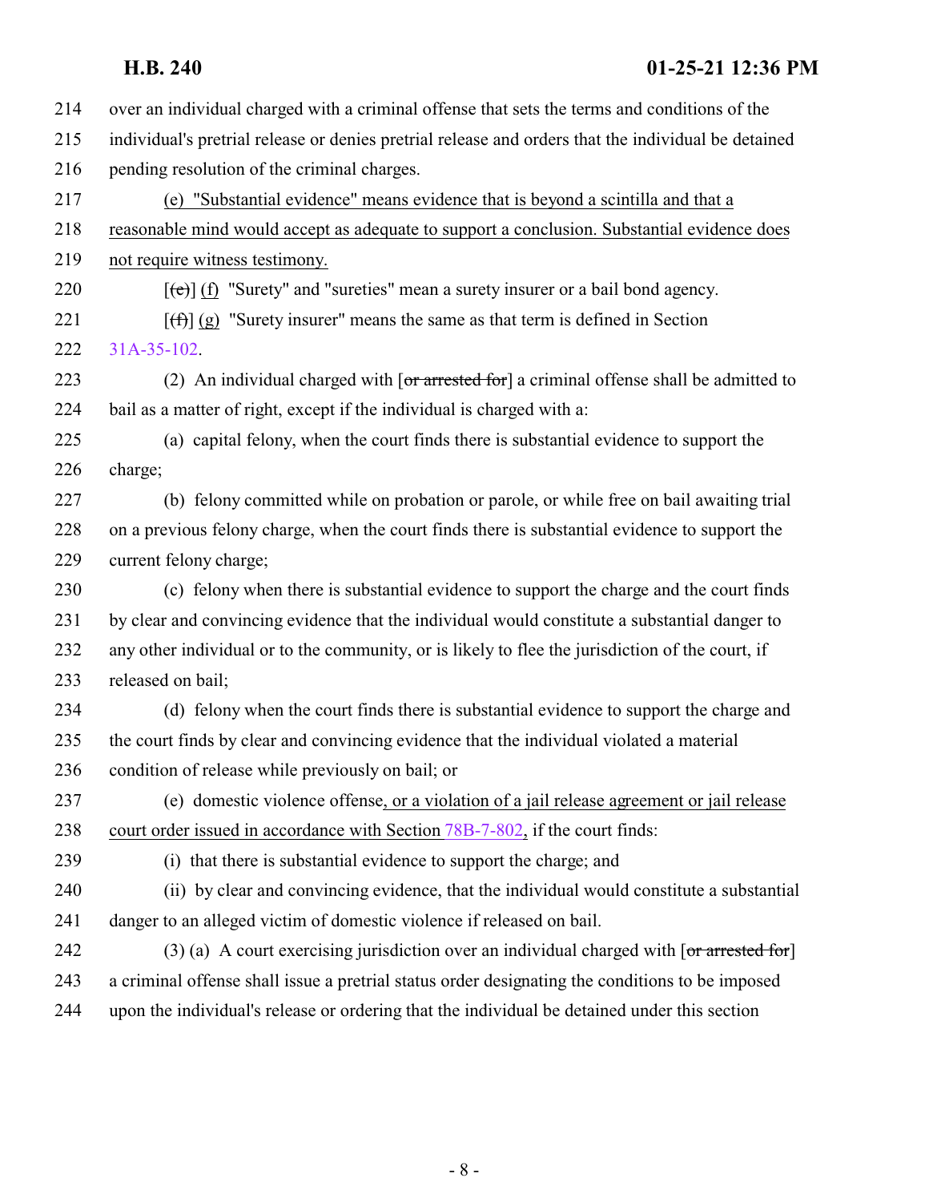over an individual charged with a criminal offense that sets the terms and conditions of the individual's pretrial release or denies pretrial release and orders that the individual be detained pending resolution of the criminal charges.

(e) "Substantial evidence" means evidence that is beyond a scintilla and that a reasonable mind would accept as adequate to support a conclusion. Substantial evidence does not require witness testimony.

[~~(e)~~] (f) "Surety" and "sureties" mean a surety insurer or a bail bond agency.

[~~(f)~~] (g) "Surety insurer" means the same as that term is defined in Section 31A-35-102.

(2) An individual charged with [~~or arrested for~~] a criminal offense shall be admitted to bail as a matter of right, except if the individual is charged with a:

(a) capital felony, when the court finds there is substantial evidence to support the charge;

(b) felony committed while on probation or parole, or while free on bail awaiting trial on a previous felony charge, when the court finds there is substantial evidence to support the current felony charge;

(c) felony when there is substantial evidence to support the charge and the court finds by clear and convincing evidence that the individual would constitute a substantial danger to any other individual or to the community, or is likely to flee the jurisdiction of the court, if released on bail;

(d) felony when the court finds there is substantial evidence to support the charge and the court finds by clear and convincing evidence that the individual violated a material condition of release while previously on bail; or

(e) domestic violence offense, or a violation of a jail release agreement or jail release court order issued in accordance with Section 78B-7-802, if the court finds:

(i) that there is substantial evidence to support the charge; and

(ii) by clear and convincing evidence, that the individual would constitute a substantial danger to an alleged victim of domestic violence if released on bail.

(3) (a) A court exercising jurisdiction over an individual charged with [~~or arrested for~~] a criminal offense shall issue a pretrial status order designating the conditions to be imposed upon the individual's release or ordering that the individual be detained under this section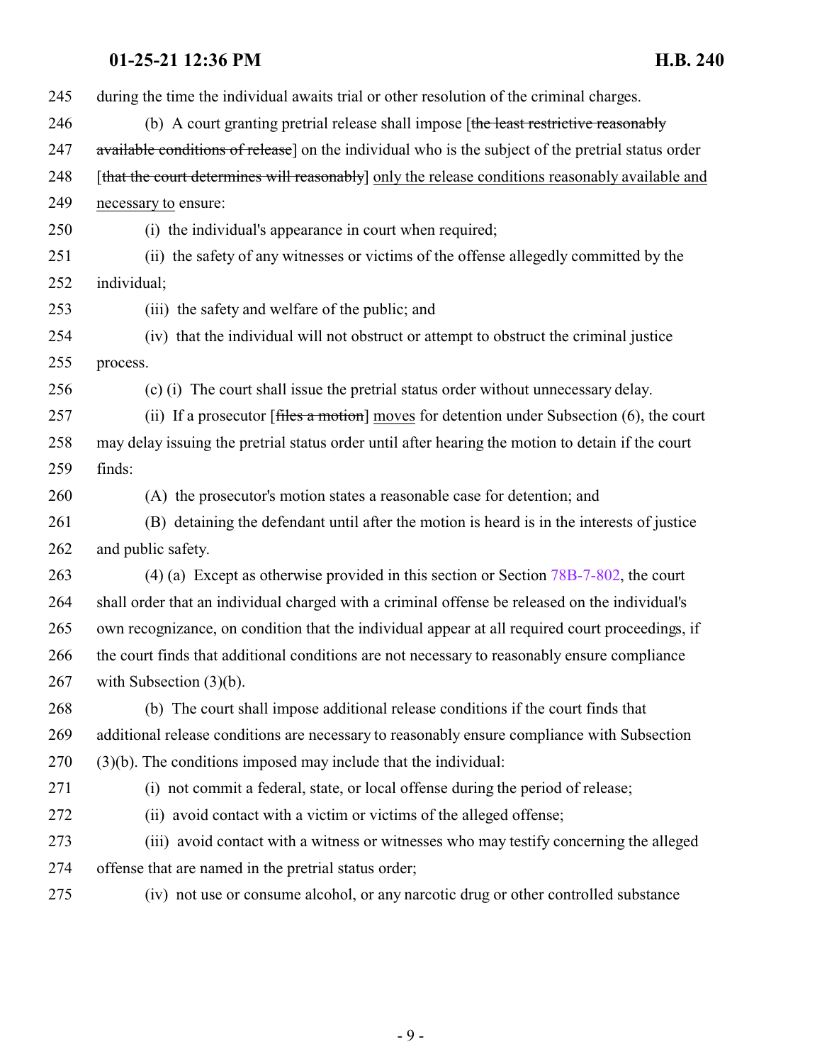245 during the time the individual awaits trial or other resolution of the criminal charges.

246 (b) A court granting pretrial release shall impose [~~the least restrictive reasonably~~
247 ~~available conditions of release~~] on the individual who is the subject of the pretrial status order
248 [~~that the court determines will reasonably~~] <u>only the release conditions reasonably available and</u>
249 <u>necessary to</u> ensure:

250 (i) the individual's appearance in court when required;

251 (ii) the safety of any witnesses or victims of the offense allegedly committed by the
252 individual;

253 (iii) the safety and welfare of the public; and

254 (iv) that the individual will not obstruct or attempt to obstruct the criminal justice
255 process.

256 (c) (i) The court shall issue the pretrial status order without unnecessary delay.

257 (ii) If a prosecutor [~~files a motion~~] <u>moves</u> for detention under Subsection (6), the court
258 may delay issuing the pretrial status order until after hearing the motion to detain if the court
259 finds:

260 (A) the prosecutor's motion states a reasonable case for detention; and

261 (B) detaining the defendant until after the motion is heard is in the interests of justice
262 and public safety.

263 (4) (a) Except as otherwise provided in this section or Section 78B-7-802, the court
264 shall order that an individual charged with a criminal offense be released on the individual's
265 own recognizance, on condition that the individual appear at all required court proceedings, if
266 the court finds that additional conditions are not necessary to reasonably ensure compliance
267 with Subsection (3)(b).

268 (b) The court shall impose additional release conditions if the court finds that
269 additional release conditions are necessary to reasonably ensure compliance with Subsection
270 (3)(b). The conditions imposed may include that the individual:

271 (i) not commit a federal, state, or local offense during the period of release;

272 (ii) avoid contact with a victim or victims of the alleged offense;

273 (iii) avoid contact with a witness or witnesses who may testify concerning the alleged
274 offense that are named in the pretrial status order;

275 (iv) not use or consume alcohol, or any narcotic drug or other controlled substance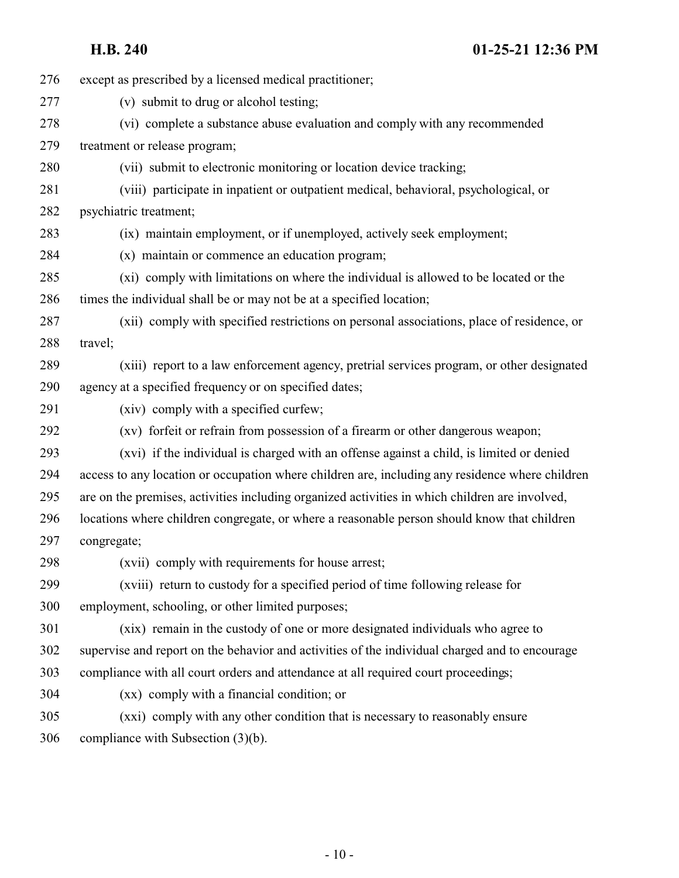except as prescribed by a licensed medical practitioner;

(v) submit to drug or alcohol testing;

(vi) complete a substance abuse evaluation and comply with any recommended treatment or release program;

(vii) submit to electronic monitoring or location device tracking;

(viii) participate in inpatient or outpatient medical, behavioral, psychological, or psychiatric treatment;

(ix) maintain employment, or if unemployed, actively seek employment;

(x) maintain or commence an education program;

(xi) comply with limitations on where the individual is allowed to be located or the times the individual shall be or may not be at a specified location;

(xii) comply with specified restrictions on personal associations, place of residence, or travel;

(xiii) report to a law enforcement agency, pretrial services program, or other designated agency at a specified frequency or on specified dates;

(xiv) comply with a specified curfew;

(xv) forfeit or refrain from possession of a firearm or other dangerous weapon;

(xvi) if the individual is charged with an offense against a child, is limited or denied access to any location or occupation where children are, including any residence where children are on the premises, activities including organized activities in which children are involved, locations where children congregate, or where a reasonable person should know that children congregate;

(xvii) comply with requirements for house arrest;

(xviii) return to custody for a specified period of time following release for employment, schooling, or other limited purposes;

(xix) remain in the custody of one or more designated individuals who agree to supervise and report on the behavior and activities of the individual charged and to encourage compliance with all court orders and attendance at all required court proceedings;

(xx) comply with a financial condition; or

(xxi) comply with any other condition that is necessary to reasonably ensure compliance with Subsection (3)(b).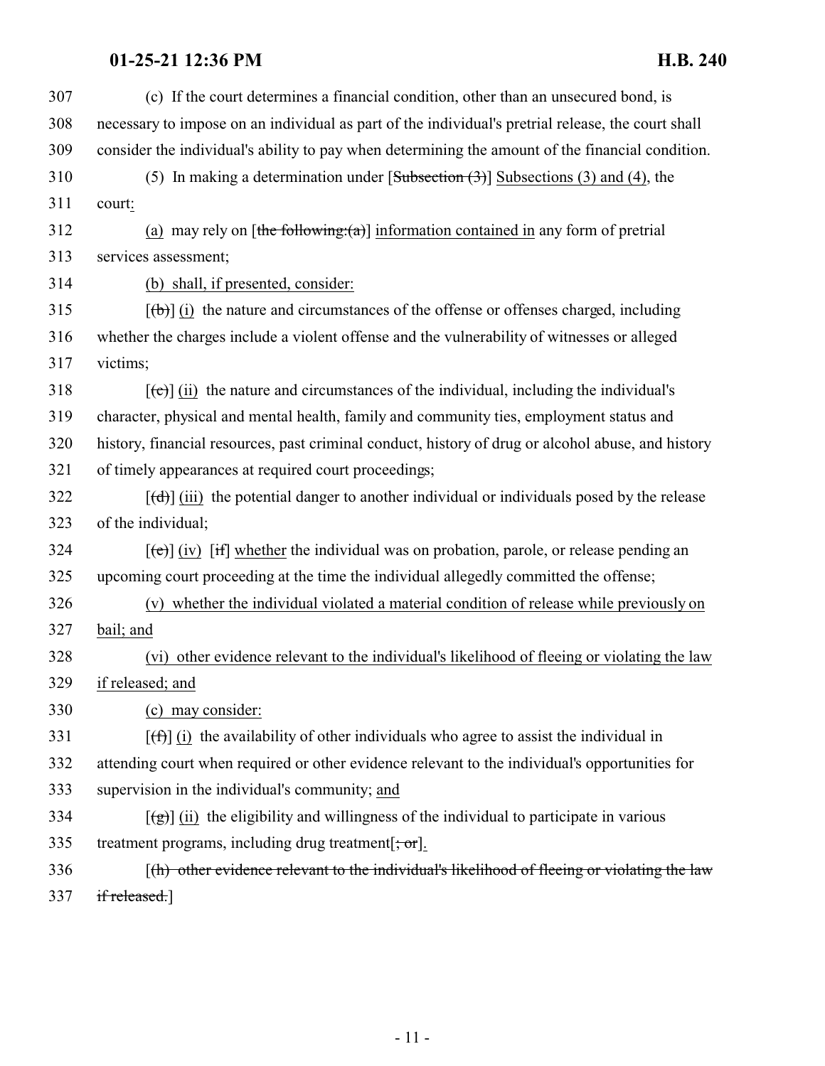307 (c) If the court determines a financial condition, other than an unsecured bond, is
308 necessary to impose on an individual as part of the individual's pretrial release, the court shall
309 consider the individual's ability to pay when determining the amount of the financial condition.

310 (5) In making a determination under [~~Subsection (3)~~] Subsections (3) and (4), the
311 court:

312 (a) may rely on [~~the following:(a)~~] information contained in any form of pretrial
313 services assessment;

314 (b) shall, if presented, consider:

315 [~~(b)~~] (i) the nature and circumstances of the offense or offenses charged, including
316 whether the charges include a violent offense and the vulnerability of witnesses or alleged
317 victims;

318 [~~(c)~~] (ii) the nature and circumstances of the individual, including the individual's
319 character, physical and mental health, family and community ties, employment status and
320 history, financial resources, past criminal conduct, history of drug or alcohol abuse, and history
321 of timely appearances at required court proceedings;

322 [~~(d)~~] (iii) the potential danger to another individual or individuals posed by the release
323 of the individual;

324 [~~(e)~~] (iv) [~~if~~] whether the individual was on probation, parole, or release pending an
325 upcoming court proceeding at the time the individual allegedly committed the offense;

326 (v) whether the individual violated a material condition of release while previously on
327 bail; and

328 (vi) other evidence relevant to the individual's likelihood of fleeing or violating the law
329 if released; and

330 (c) may consider:

331 [~~(f)~~] (i) the availability of other individuals who agree to assist the individual in
332 attending court when required or other evidence relevant to the individual's opportunities for
333 supervision in the individual's community; and

334 [~~(g)~~] (ii) the eligibility and willingness of the individual to participate in various
335 treatment programs, including drug treatment[~~; or~~].

336 [~~(h) other evidence relevant to the individual's likelihood of fleeing or violating the law~~
337 ~~if released.~~]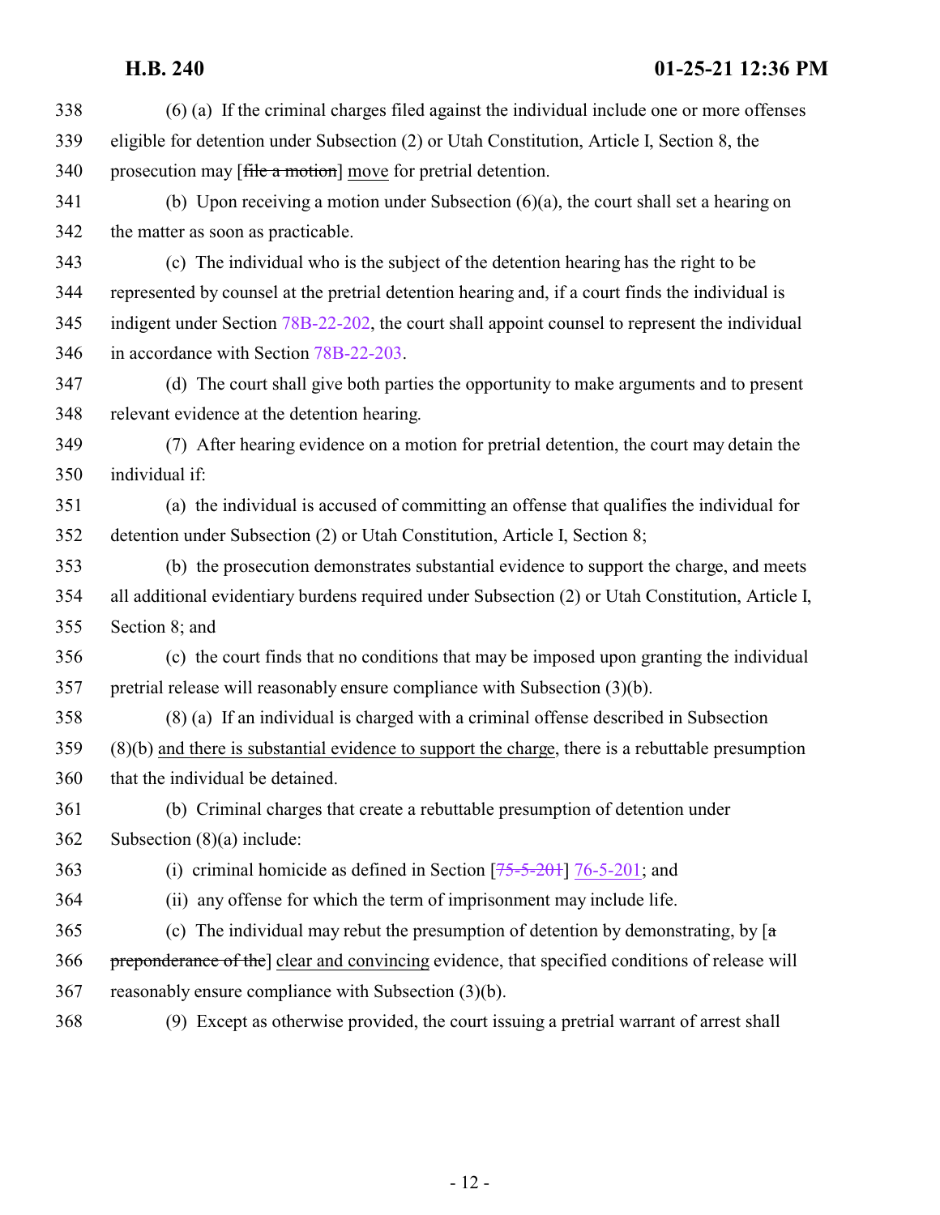(6) (a) If the criminal charges filed against the individual include one or more offenses eligible for detention under Subsection (2) or Utah Constitution, Article I, Section 8, the prosecution may [~~file a motion~~] move for pretrial detention.

(b) Upon receiving a motion under Subsection (6)(a), the court shall set a hearing on the matter as soon as practicable.

(c) The individual who is the subject of the detention hearing has the right to be represented by counsel at the pretrial detention hearing and, if a court finds the individual is indigent under Section 78B-22-202, the court shall appoint counsel to represent the individual in accordance with Section 78B-22-203.

(d) The court shall give both parties the opportunity to make arguments and to present relevant evidence at the detention hearing.

(7) After hearing evidence on a motion for pretrial detention, the court may detain the individual if:

(a) the individual is accused of committing an offense that qualifies the individual for detention under Subsection (2) or Utah Constitution, Article I, Section 8;

(b) the prosecution demonstrates substantial evidence to support the charge, and meets all additional evidentiary burdens required under Subsection (2) or Utah Constitution, Article I, Section 8; and

(c) the court finds that no conditions that may be imposed upon granting the individual pretrial release will reasonably ensure compliance with Subsection (3)(b).

(8) (a) If an individual is charged with a criminal offense described in Subsection (8)(b) and there is substantial evidence to support the charge, there is a rebuttable presumption that the individual be detained.

(b) Criminal charges that create a rebuttable presumption of detention under Subsection (8)(a) include:

(i) criminal homicide as defined in Section [~~75-5-201~~] 76-5-201; and

(ii) any offense for which the term of imprisonment may include life.

(c) The individual may rebut the presumption of detention by demonstrating, by [~~a preponderance of the~~] clear and convincing evidence, that specified conditions of release will reasonably ensure compliance with Subsection (3)(b).

(9) Except as otherwise provided, the court issuing a pretrial warrant of arrest shall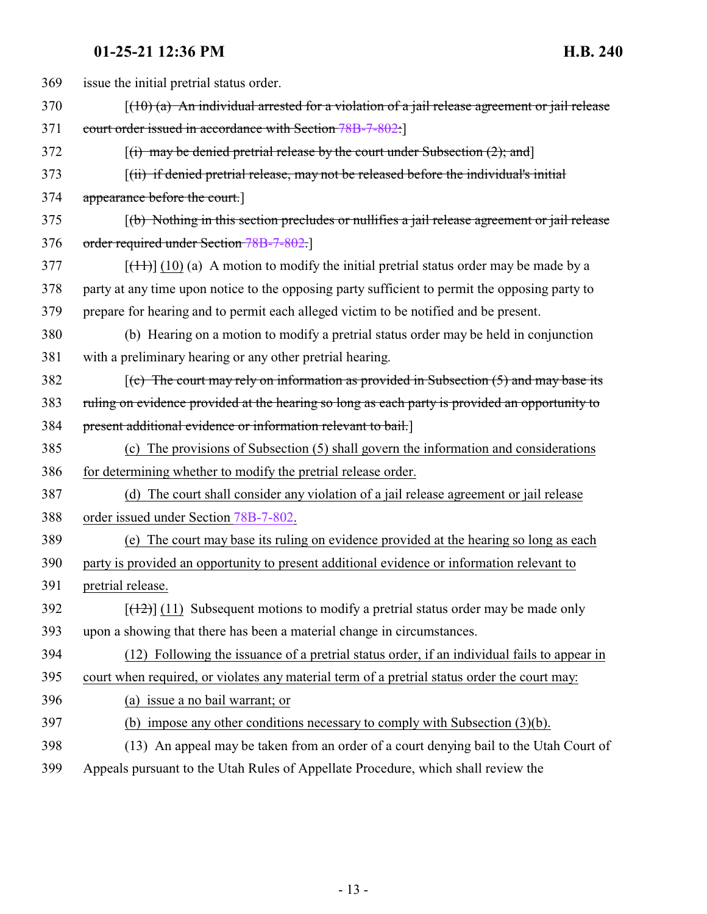369 issue the initial pretrial status order.

370 [~~(10) (a) An individual arrested for a violation of a jail release agreement or jail release~~
371 ~~court order issued in accordance with Section 78B-7-802:~~]

372 [~~(i) may be denied pretrial release by the court under Subsection (2); and~~]

373 [~~(ii) if denied pretrial release, may not be released before the individual's initial~~
374 ~~appearance before the court.~~]

375 [~~(b) Nothing in this section precludes or nullifies a jail release agreement or jail release~~
376 ~~order required under Section 78B-7-802.~~]

377 [~~(11)~~] <u>(10)</u> (a) A motion to modify the initial pretrial status order may be made by a
378 party at any time upon notice to the opposing party sufficient to permit the opposing party to
379 prepare for hearing and to permit each alleged victim to be notified and be present.

380 (b) Hearing on a motion to modify a pretrial status order may be held in conjunction
381 with a preliminary hearing or any other pretrial hearing.

382 [~~(c) The court may rely on information as provided in Subsection (5) and may base its~~
383 ~~ruling on evidence provided at the hearing so long as each party is provided an opportunity to~~
384 ~~present additional evidence or information relevant to bail.~~]

385 <u>(c) The provisions of Subsection (5) shall govern the information and considerations</u>
386 <u>for determining whether to modify the pretrial release order.</u>

387 <u>(d) The court shall consider any violation of a jail release agreement or jail release</u>
388 <u>order issued under Section 78B-7-802.</u>

389 <u>(e) The court may base its ruling on evidence provided at the hearing so long as each</u>
390 <u>party is provided an opportunity to present additional evidence or information relevant to</u>
391 <u>pretrial release.</u>

392 [~~(12)~~] <u>(11)</u> Subsequent motions to modify a pretrial status order may be made only
393 upon a showing that there has been a material change in circumstances.

394 <u>(12) Following the issuance of a pretrial status order, if an individual fails to appear in</u>
395 <u>court when required, or violates any material term of a pretrial status order the court may:</u>

396 <u>(a) issue a no bail warrant; or</u>

397 <u>(b) impose any other conditions necessary to comply with Subsection (3)(b).</u>

398 (13) An appeal may be taken from an order of a court denying bail to the Utah Court of
399 Appeals pursuant to the Utah Rules of Appellate Procedure, which shall review the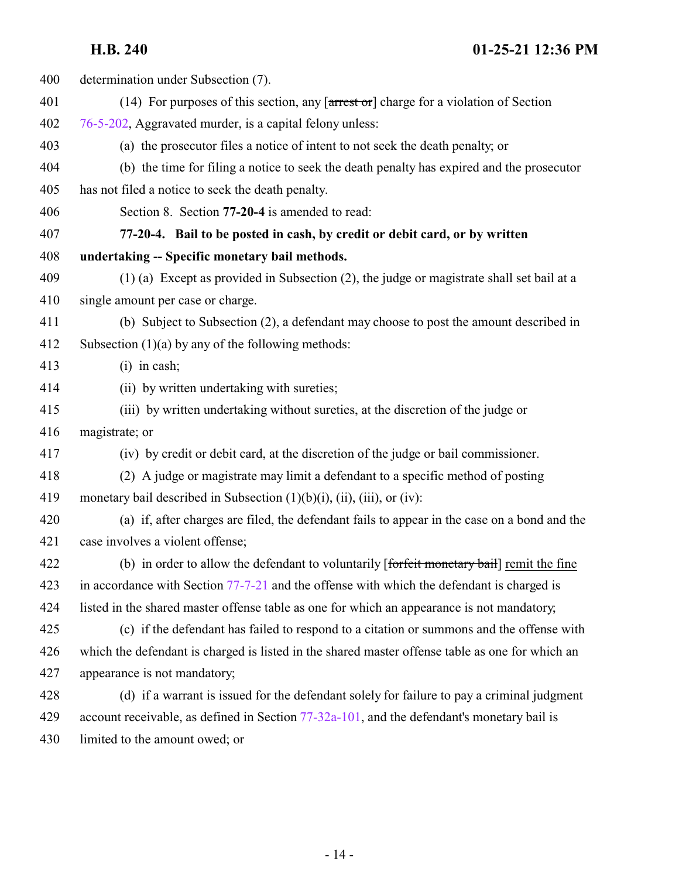400 determination under Subsection (7).

401 (14) For purposes of this section, any [~~arrest or~~] charge for a violation of Section

402 76-5-202, Aggravated murder, is a capital felony unless:

403 (a) the prosecutor files a notice of intent to not seek the death penalty; or

404 (b) the time for filing a notice to seek the death penalty has expired and the prosecutor

405 has not filed a notice to seek the death penalty.

406 Section 8. Section **77-20-4** is amended to read:

407 **77-20-4. Bail to be posted in cash, by credit or debit card, or by written**

408 **undertaking -- Specific monetary bail methods.**

409 (1) (a) Except as provided in Subsection (2), the judge or magistrate shall set bail at a

410 single amount per case or charge.

411 (b) Subject to Subsection (2), a defendant may choose to post the amount described in

412 Subsection (1)(a) by any of the following methods:

413 (i) in cash;

414 (ii) by written undertaking with sureties;

415 (iii) by written undertaking without sureties, at the discretion of the judge or

416 magistrate; or

417 (iv) by credit or debit card, at the discretion of the judge or bail commissioner.

418 (2) A judge or magistrate may limit a defendant to a specific method of posting

419 monetary bail described in Subsection (1)(b)(i), (ii), (iii), or (iv):

420 (a) if, after charges are filed, the defendant fails to appear in the case on a bond and the

421 case involves a violent offense;

422 (b) in order to allow the defendant to voluntarily [~~forfeit monetary bail~~] <u>remit the fine</u>

423 in accordance with Section 77-7-21 and the offense with which the defendant is charged is

424 listed in the shared master offense table as one for which an appearance is not mandatory;

425 (c) if the defendant has failed to respond to a citation or summons and the offense with

426 which the defendant is charged is listed in the shared master offense table as one for which an

427 appearance is not mandatory;

428 (d) if a warrant is issued for the defendant solely for failure to pay a criminal judgment

429 account receivable, as defined in Section 77-32a-101, and the defendant's monetary bail is

430 limited to the amount owed; or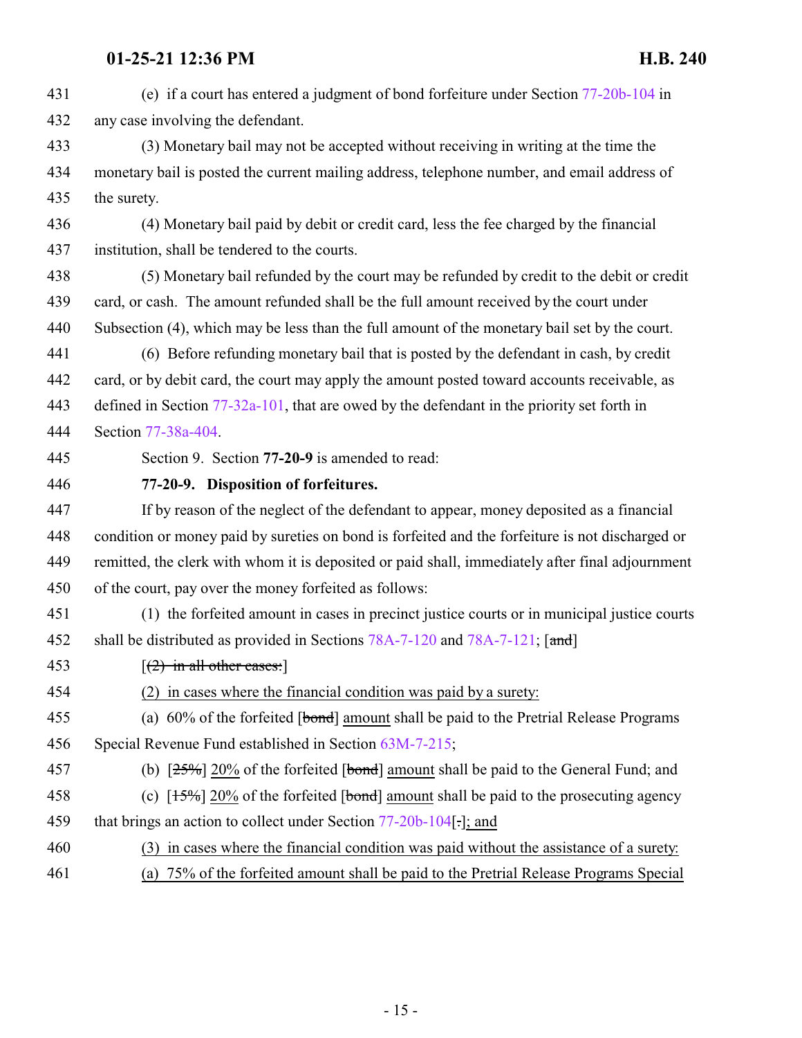(e) if a court has entered a judgment of bond forfeiture under Section 77-20b-104 in any case involving the defendant.

(3) Monetary bail may not be accepted without receiving in writing at the time the monetary bail is posted the current mailing address, telephone number, and email address of the surety.

(4) Monetary bail paid by debit or credit card, less the fee charged by the financial institution, shall be tendered to the courts.

(5) Monetary bail refunded by the court may be refunded by credit to the debit or credit card, or cash. The amount refunded shall be the full amount received by the court under Subsection (4), which may be less than the full amount of the monetary bail set by the court.

(6) Before refunding monetary bail that is posted by the defendant in cash, by credit card, or by debit card, the court may apply the amount posted toward accounts receivable, as defined in Section 77-32a-101, that are owed by the defendant in the priority set forth in Section 77-38a-404.

Section 9. Section **77-20-9** is amended to read:

**77-20-9. Disposition of forfeitures.**

If by reason of the neglect of the defendant to appear, money deposited as a financial condition or money paid by sureties on bond is forfeited and the forfeiture is not discharged or remitted, the clerk with whom it is deposited or paid shall, immediately after final adjournment of the court, pay over the money forfeited as follows:

(1) the forfeited amount in cases in precinct justice courts or in municipal justice courts shall be distributed as provided in Sections 78A-7-120 and 78A-7-121; [~~and~~]

[~~(2) in all other cases:~~]

<u>(2) in cases where the financial condition was paid by a surety:</u>

(a) 60% of the forfeited [~~bond~~] <u>amount</u> shall be paid to the Pretrial Release Programs Special Revenue Fund established in Section 63M-7-215;

(b) [~~25%~~] <u>20%</u> of the forfeited [~~bond~~] <u>amount</u> shall be paid to the General Fund; and

(c) [~~15%~~] <u>20%</u> of the forfeited [~~bond~~] <u>amount</u> shall be paid to the prosecuting agency that brings an action to collect under Section 77-20b-104[~~.~~]<u>; and</u>

<u>(3) in cases where the financial condition was paid without the assistance of a surety:</u>

<u>(a) 75% of the forfeited amount shall be paid to the Pretrial Release Programs Special</u>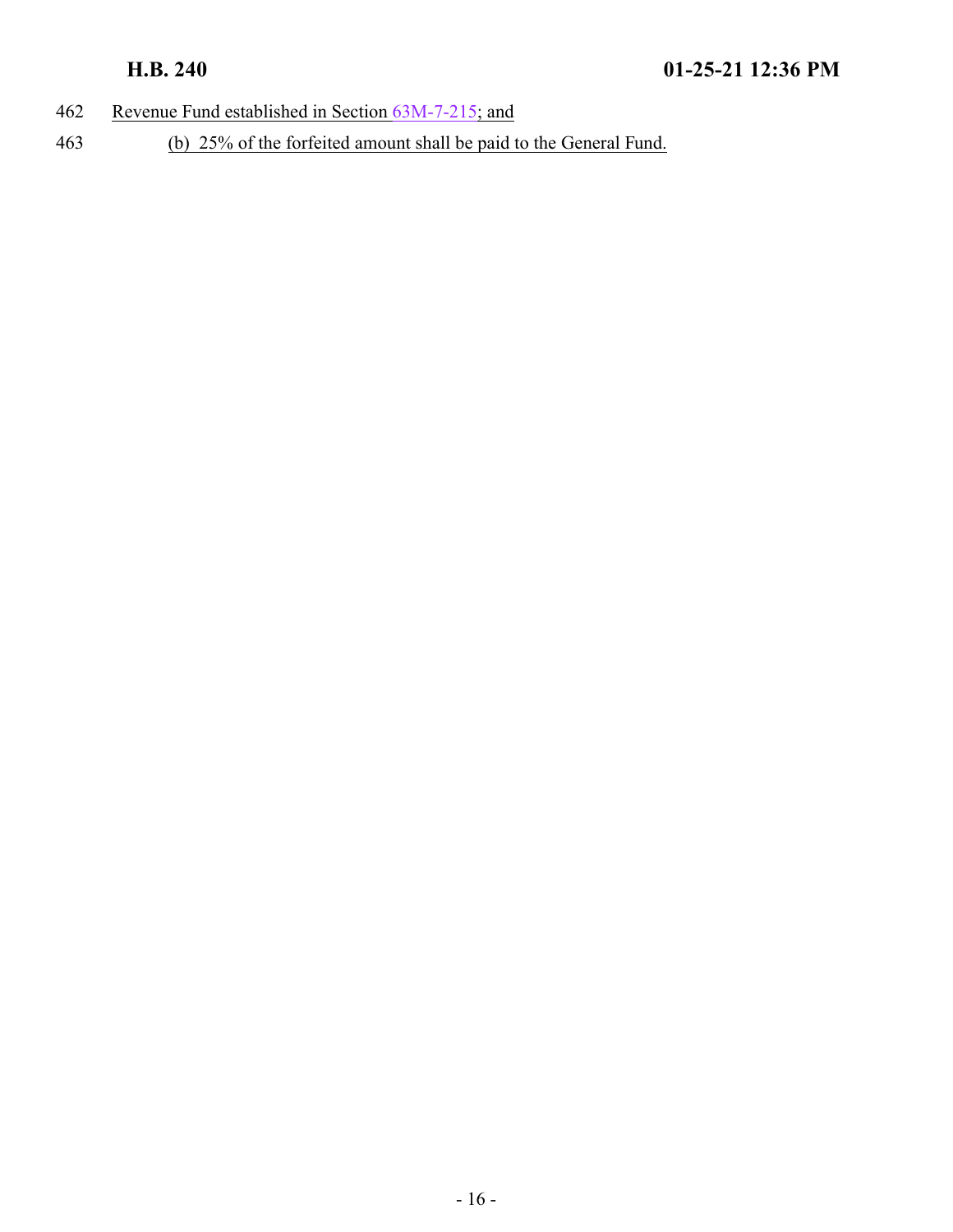462 Revenue Fund established in Section 63M-7-215; and

463 (b) 25% of the forfeited amount shall be paid to the General Fund.